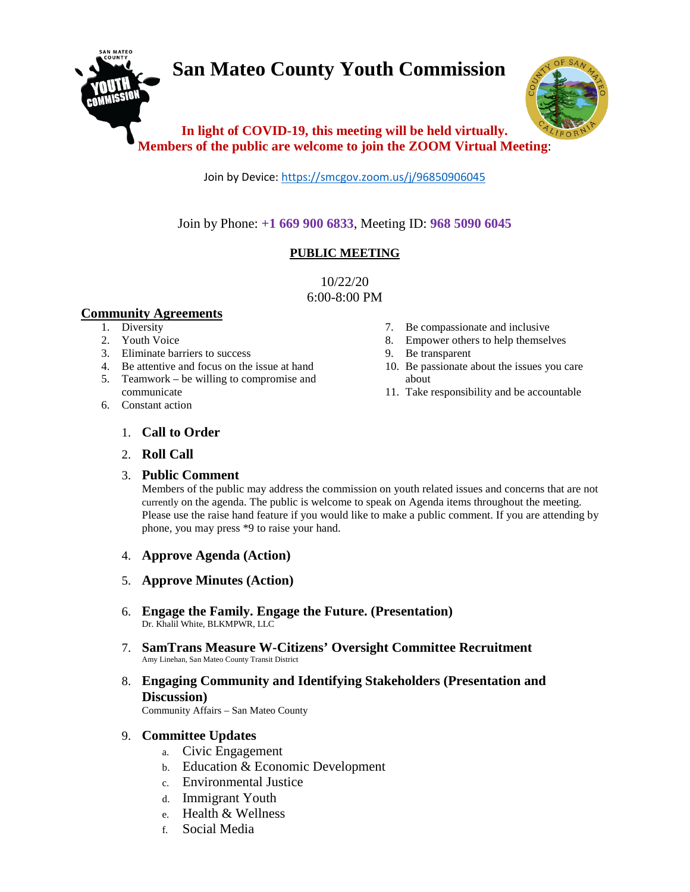# San Mateo County Youth Commission

**In light of COVID-19, this meeting will be held virtually.**
**Members of the public are welcome to join the ZOOM Virtual Meeting**:

Join by Device: https://smcgov.zoom.us/j/96850906045

Join by Phone: **+1 669 900 6833**, Meeting ID: **968 5090 6045**

## PUBLIC MEETING

10/22/20
6:00-8:00 PM

### Community Agreements

1. Diversity
2. Youth Voice
3. Eliminate barriers to success
4. Be attentive and focus on the issue at hand
5. Teamwork – be willing to compromise and communicate
6. Constant action
7. Be compassionate and inclusive
8. Empower others to help themselves
9. Be transparent
10. Be passionate about the issues you care about
11. Take responsibility and be accountable

1. **Call to Order**
2. **Roll Call**
3. **Public Comment**
   Members of the public may address the commission on youth related issues and concerns that are not currently on the agenda. The public is welcome to speak on Agenda items throughout the meeting. Please use the raise hand feature if you would like to make a public comment. If you are attending by phone, you may press *9 to raise your hand.
4. **Approve Agenda (Action)**
5. **Approve Minutes (Action)**
6. **Engage the Family. Engage the Future. (Presentation)**
   Dr. Khalil White, BLKMPWR, LLC
7. **SamTrans Measure W-Citizens' Oversight Committee Recruitment**
   Amy Linehan, San Mateo County Transit District
8. **Engaging Community and Identifying Stakeholders (Presentation and Discussion)**
   Community Affairs – San Mateo County
9. **Committee Updates**
   a. Civic Engagement
   b. Education & Economic Development
   c. Environmental Justice
   d. Immigrant Youth
   e. Health & Wellness
   f. Social Media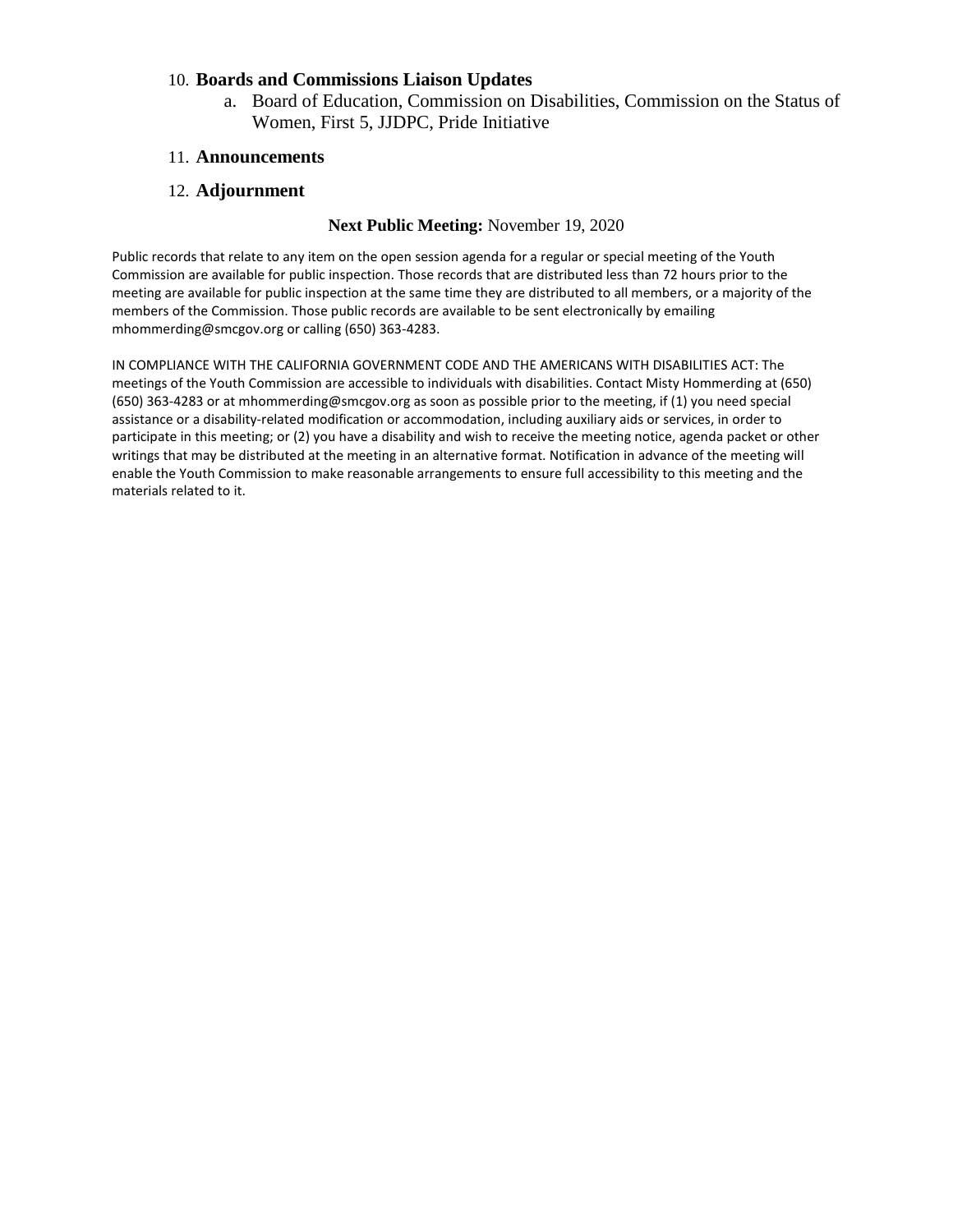10. **Boards and Commissions Liaison Updates**
    a. Board of Education, Commission on Disabilities, Commission on the Status of Women, First 5, JJDPC, Pride Initiative

11. **Announcements**

12. **Adjournment**

**Next Public Meeting:** November 19, 2020

Public records that relate to any item on the open session agenda for a regular or special meeting of the Youth Commission are available for public inspection. Those records that are distributed less than 72 hours prior to the meeting are available for public inspection at the same time they are distributed to all members, or a majority of the members of the Commission. Those public records are available to be sent electronically by emailing mhommerding@smcgov.org or calling (650) 363-4283.

IN COMPLIANCE WITH THE CALIFORNIA GOVERNMENT CODE AND THE AMERICANS WITH DISABILITIES ACT: The meetings of the Youth Commission are accessible to individuals with disabilities. Contact Misty Hommerding at (650) (650) 363-4283 or at mhommerding@smcgov.org as soon as possible prior to the meeting, if (1) you need special assistance or a disability-related modification or accommodation, including auxiliary aids or services, in order to participate in this meeting; or (2) you have a disability and wish to receive the meeting notice, agenda packet or other writings that may be distributed at the meeting in an alternative format. Notification in advance of the meeting will enable the Youth Commission to make reasonable arrangements to ensure full accessibility to this meeting and the materials related to it.